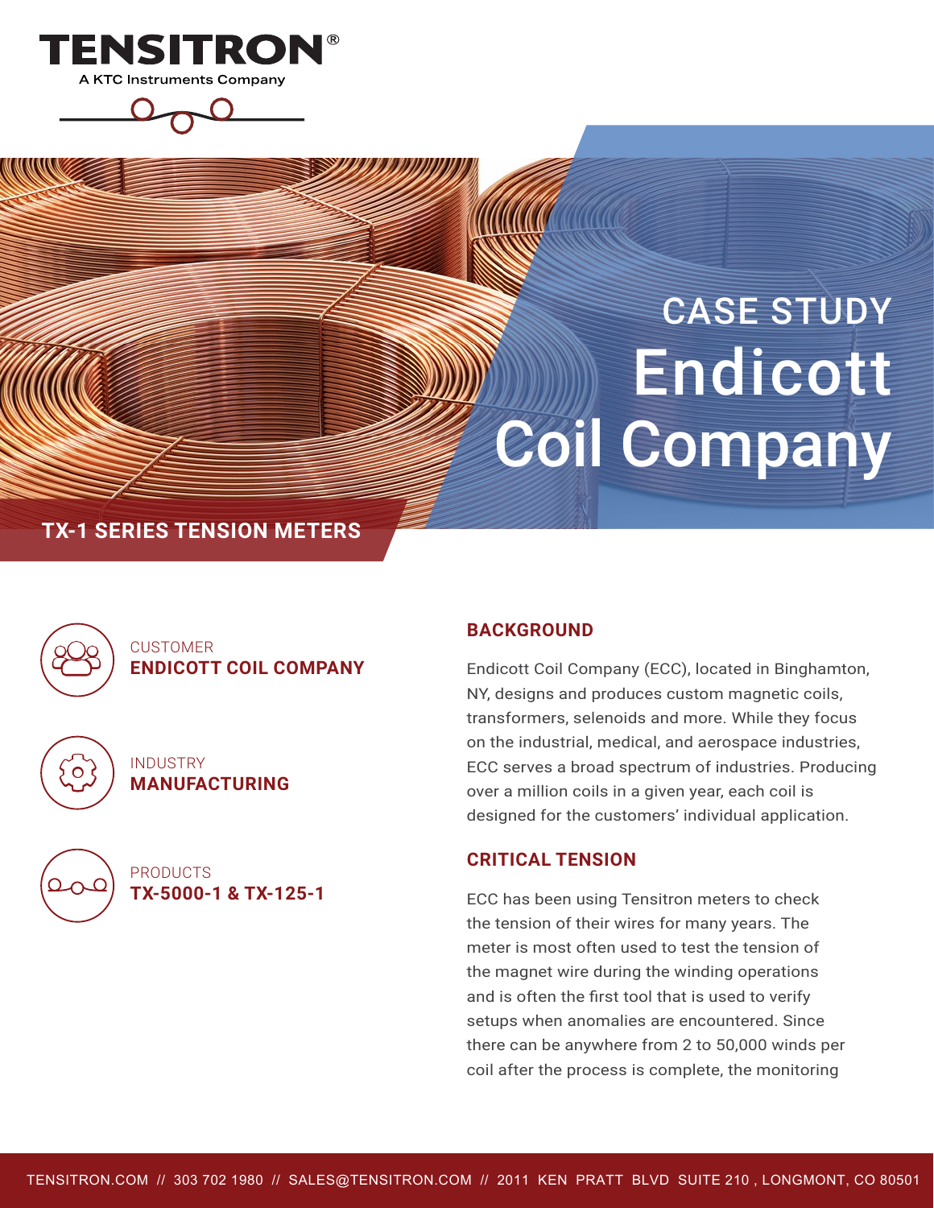TENSITRON®

A KTC Instruments Company

# CASE STUDY Endicott Coil Company

**TX-1 SERIES TENSION METERS**

CUSTOMER
**ENDICOTT COIL COMPANY**

INDUSTRY
**MANUFACTURING**

PRODUCTS
**TX-5000-1 & TX-125-1**

## BACKGROUND

Endicott Coil Company (ECC), located in Binghamton, NY, designs and produces custom magnetic coils, transformers, selenoids and more. While they focus on the industrial, medical, and aerospace industries, ECC serves a broad spectrum of industries. Producing over a million coils in a given year, each coil is designed for the customers' individual application.

## CRITICAL TENSION

ECC has been using Tensitron meters to check the tension of their wires for many years. The meter is most often used to test the tension of the magnet wire during the winding operations and is often the first tool that is used to verify setups when anomalies are encountered. Since there can be anywhere from 2 to 50,000 winds per coil after the process is complete, the monitoring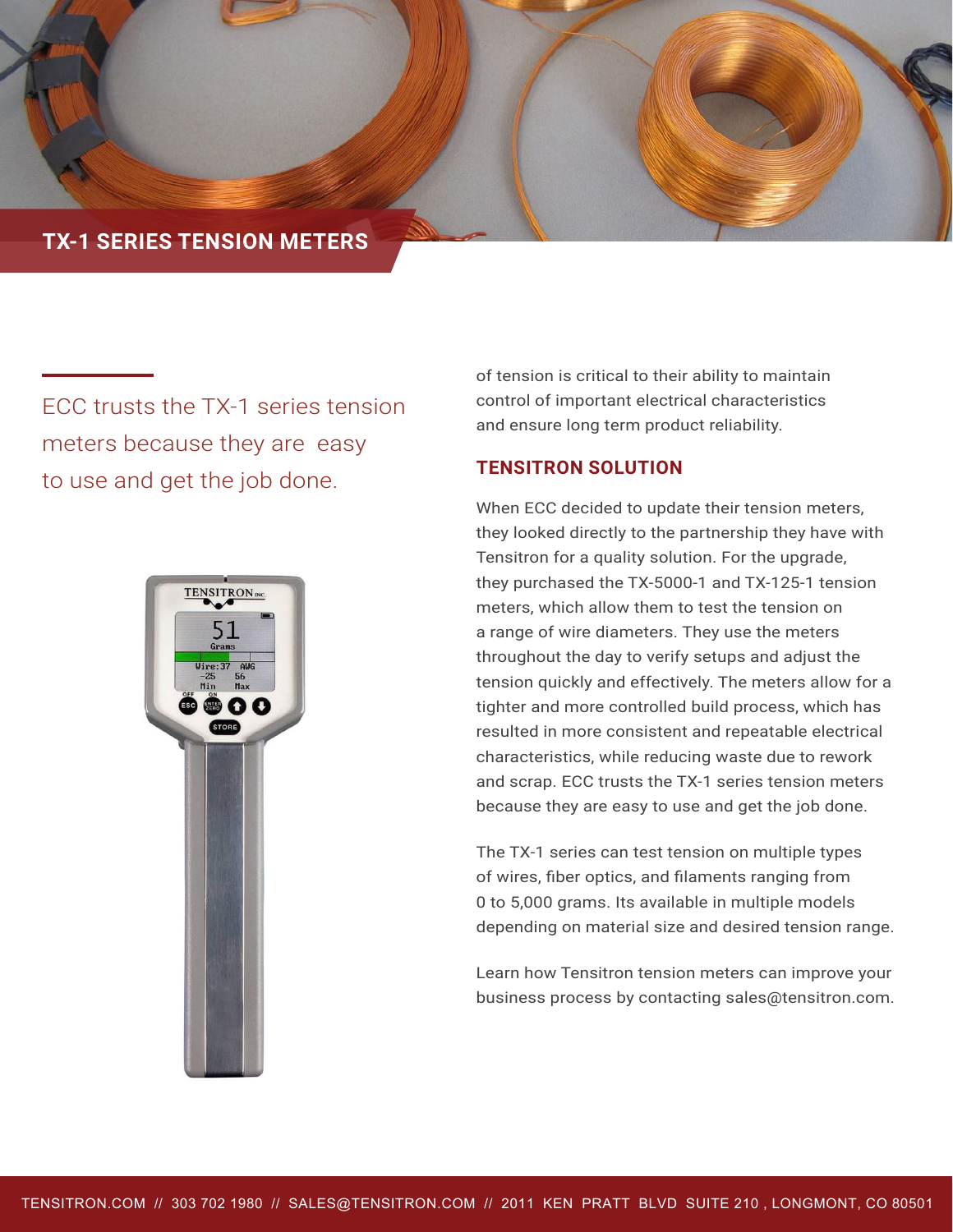## TX-1 SERIES TENSION METERS

ECC trusts the TX-1 series tension meters because they are easy to use and get the job done.

of tension is critical to their ability to maintain control of important electrical characteristics and ensure long term product reliability.

### TENSITRON SOLUTION

When ECC decided to update their tension meters, they looked directly to the partnership they have with Tensitron for a quality solution. For the upgrade, they purchased the TX-5000-1 and TX-125-1 tension meters, which allow them to test the tension on a range of wire diameters. They use the meters throughout the day to verify setups and adjust the tension quickly and effectively. The meters allow for a tighter and more controlled build process, which has resulted in more consistent and repeatable electrical characteristics, while reducing waste due to rework and scrap. ECC trusts the TX-1 series tension meters because they are easy to use and get the job done.

The TX-1 series can test tension on multiple types of wires, fiber optics, and filaments ranging from 0 to 5,000 grams. Its available in multiple models depending on material size and desired tension range.

Learn how Tensitron tension meters can improve your business process by contacting sales@tensitron.com.

TENSITRON.COM // 303 702 1980 // SALES@TENSITRON.COM // 2011 KEN PRATT BLVD SUITE 210 , LONGMONT, CO 80501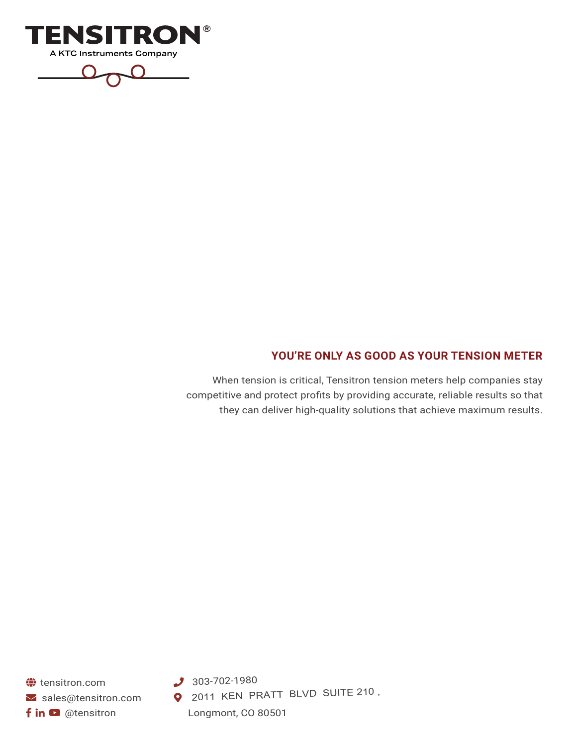TENSITRON®

A KTC Instruments Company

## YOU'RE ONLY AS GOOD AS YOUR TENSION METER

When tension is critical, Tensitron tension meters help companies stay competitive and protect profits by providing accurate, reliable results so that they can deliver high-quality solutions that achieve maximum results.

tensitron.com

sales@tensitron.com

@tensitron

303-702-1980

2011 KEN PRATT BLVD SUITE 210 ,
Longmont, CO 80501